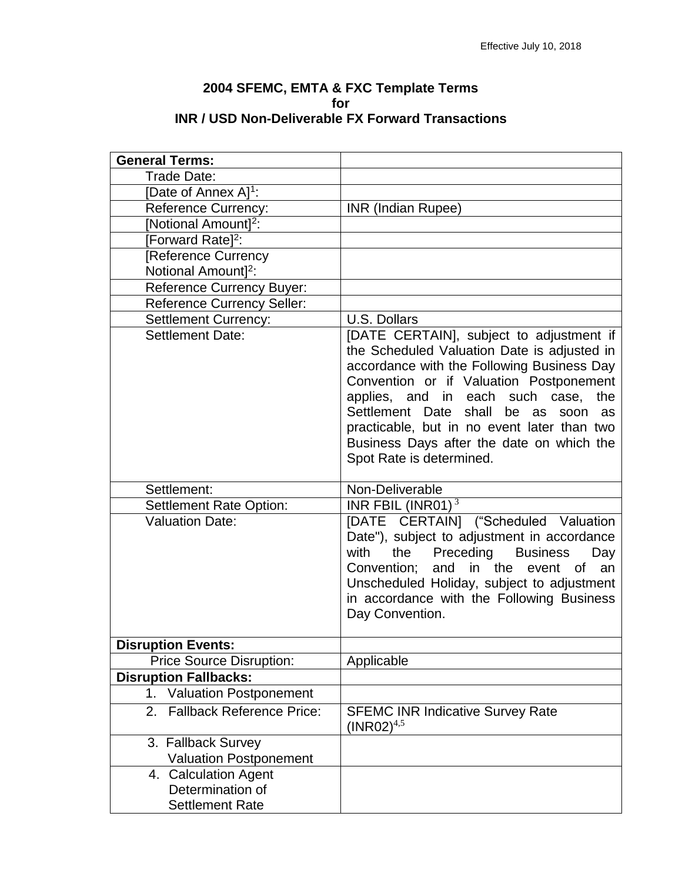Effective July 10, 2018

**2004 SFEMC, EMTA & FXC Template Terms**
**for**
**INR / USD Non-Deliverable FX Forward Transactions**

| **General Terms:** | |
|---|---|
| Trade Date: | |
| [Date of Annex A][1]: | |
| Reference Currency: | INR (Indian Rupee) |
| [Notional Amount][2]: | |
| [Forward Rate][2]: | |
| [Reference Currency Notional Amount][2]: | |
| Reference Currency Buyer: | |
| Reference Currency Seller: | |
| Settlement Currency: | U.S. Dollars |
| Settlement Date: | [DATE CERTAIN], subject to adjustment if the Scheduled Valuation Date is adjusted in accordance with the Following Business Day Convention or if Valuation Postponement applies, and in each such case, the Settlement Date shall be as soon as practicable, but in no event later than two Business Days after the date on which the Spot Rate is determined. |
| Settlement: | Non-Deliverable |
| Settlement Rate Option: | INR FBIL (INR01) [3] |
| Valuation Date: | [DATE CERTAIN] ("Scheduled Valuation Date"), subject to adjustment in accordance with the Preceding Business Day Convention; and in the event of an Unscheduled Holiday, subject to adjustment in accordance with the Following Business Day Convention. |
| **Disruption Events:** | |
| Price Source Disruption: | Applicable |
| **Disruption Fallbacks:** | |
| 1. Valuation Postponement | |
| 2. Fallback Reference Price: | SFEMC INR Indicative Survey Rate (INR02)[4,5] |
| 3. Fallback Survey Valuation Postponement | |
| 4. Calculation Agent Determination of Settlement Rate | |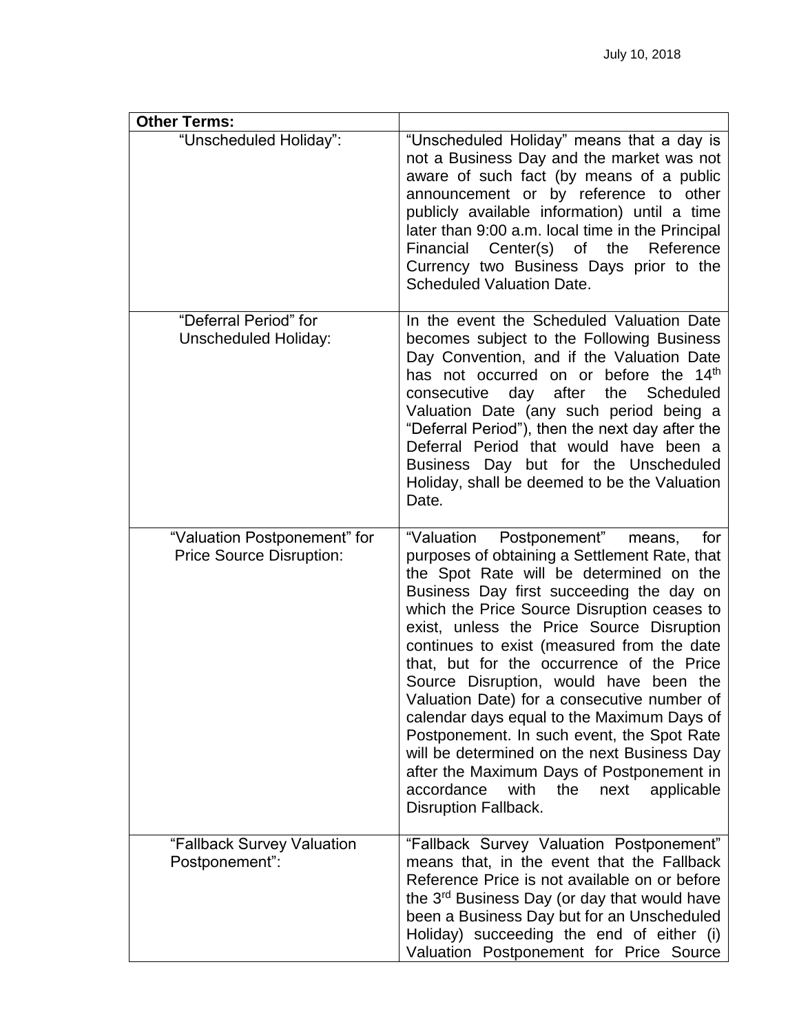| **Other Terms:** | |
|---|---|
| "Unscheduled Holiday": | "Unscheduled Holiday" means that a day is not a Business Day and the market was not aware of such fact (by means of a public announcement or by reference to other publicly available information) until a time later than 9:00 a.m. local time in the Principal Financial Center(s) of the Reference Currency two Business Days prior to the Scheduled Valuation Date. |
| "Deferral Period" for Unscheduled Holiday: | In the event the Scheduled Valuation Date becomes subject to the Following Business Day Convention, and if the Valuation Date has not occurred on or before the 14th consecutive day after the Scheduled Valuation Date (any such period being a "Deferral Period"), then the next day after the Deferral Period that would have been a Business Day but for the Unscheduled Holiday, shall be deemed to be the Valuation Date. |
| "Valuation Postponement" for Price Source Disruption: | "Valuation Postponement" means, for purposes of obtaining a Settlement Rate, that the Spot Rate will be determined on the Business Day first succeeding the day on which the Price Source Disruption ceases to exist, unless the Price Source Disruption continues to exist (measured from the date that, but for the occurrence of the Price Source Disruption, would have been the Valuation Date) for a consecutive number of calendar days equal to the Maximum Days of Postponement. In such event, the Spot Rate will be determined on the next Business Day after the Maximum Days of Postponement in accordance with the next applicable Disruption Fallback. |
| "Fallback Survey Valuation Postponement": | "Fallback Survey Valuation Postponement" means that, in the event that the Fallback Reference Price is not available on or before the 3rd Business Day (or day that would have been a Business Day but for an Unscheduled Holiday) succeeding the end of either (i) Valuation Postponement for Price Source |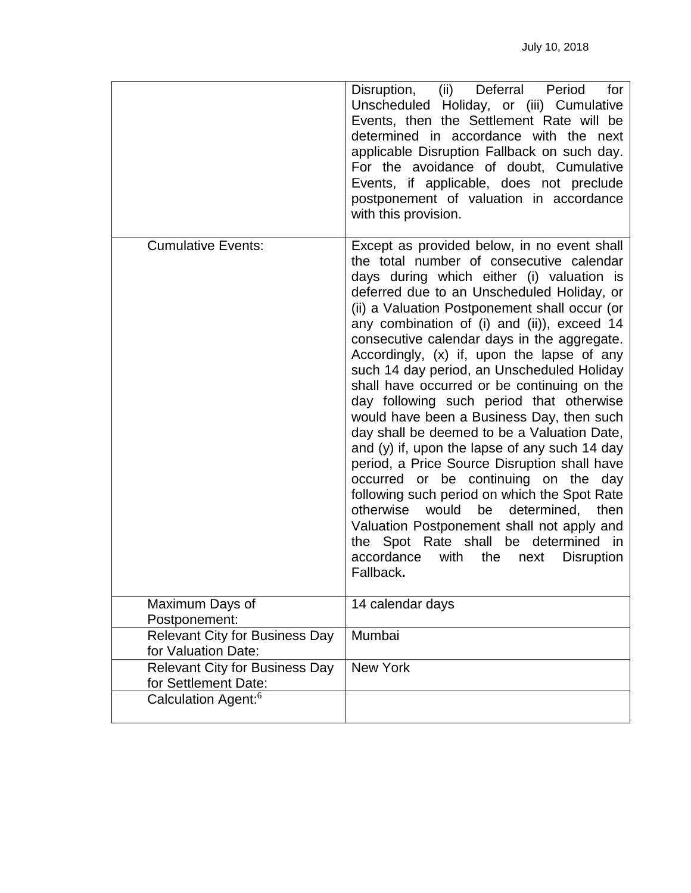July 10, 2018

| | |
|---|---|
| | Disruption, (ii) Deferral Period for Unscheduled Holiday, or (iii) Cumulative Events, then the Settlement Rate will be determined in accordance with the next applicable Disruption Fallback on such day. For the avoidance of doubt, Cumulative Events, if applicable, does not preclude postponement of valuation in accordance with this provision. |
| Cumulative Events: | Except as provided below, in no event shall the total number of consecutive calendar days during which either (i) valuation is deferred due to an Unscheduled Holiday, or (ii) a Valuation Postponement shall occur (or any combination of (i) and (ii)), exceed 14 consecutive calendar days in the aggregate. Accordingly, (x) if, upon the lapse of any such 14 day period, an Unscheduled Holiday shall have occurred or be continuing on the day following such period that otherwise would have been a Business Day, then such day shall be deemed to be a Valuation Date, and (y) if, upon the lapse of any such 14 day period, a Price Source Disruption shall have occurred or be continuing on the day following such period on which the Spot Rate otherwise would be determined, then Valuation Postponement shall not apply and the Spot Rate shall be determined in accordance with the next Disruption Fallback**.** |
| Maximum Days of Postponement: | 14 calendar days |
| Relevant City for Business Day for Valuation Date: | Mumbai |
| Relevant City for Business Day for Settlement Date: | New York |
| Calculation Agent:[6] | |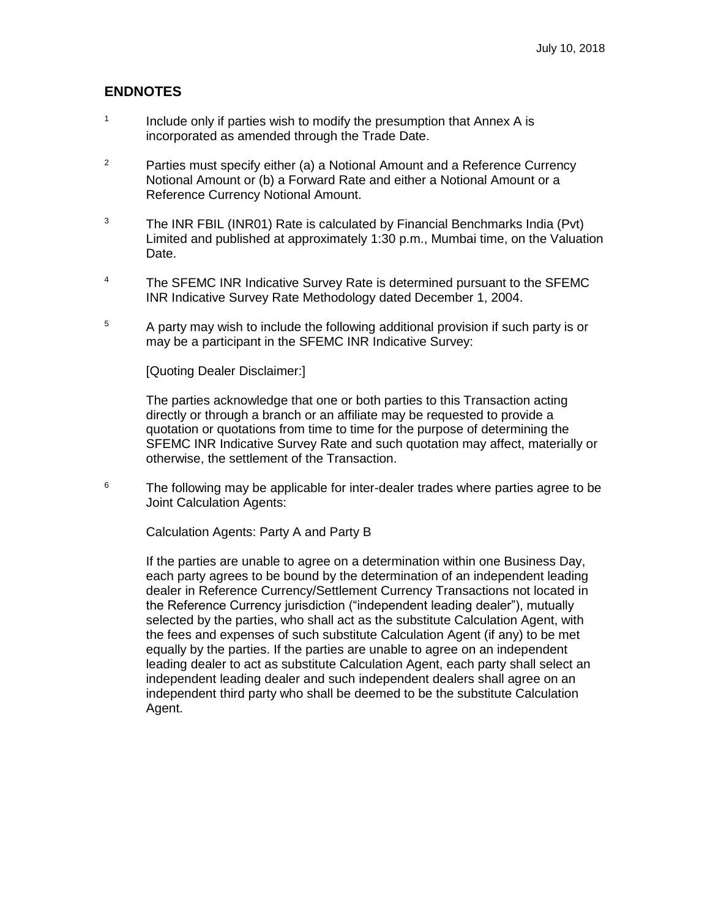## ENDNOTES

[1] Include only if parties wish to modify the presumption that Annex A is incorporated as amended through the Trade Date.

[2] Parties must specify either (a) a Notional Amount and a Reference Currency Notional Amount or (b) a Forward Rate and either a Notional Amount or a Reference Currency Notional Amount.

[3] The INR FBIL (INR01) Rate is calculated by Financial Benchmarks India (Pvt) Limited and published at approximately 1:30 p.m., Mumbai time, on the Valuation Date.

[4] The SFEMC INR Indicative Survey Rate is determined pursuant to the SFEMC INR Indicative Survey Rate Methodology dated December 1, 2004.

[5] A party may wish to include the following additional provision if such party is or may be a participant in the SFEMC INR Indicative Survey:

[Quoting Dealer Disclaimer:]

The parties acknowledge that one or both parties to this Transaction acting directly or through a branch or an affiliate may be requested to provide a quotation or quotations from time to time for the purpose of determining the SFEMC INR Indicative Survey Rate and such quotation may affect, materially or otherwise, the settlement of the Transaction.

[6] The following may be applicable for inter-dealer trades where parties agree to be Joint Calculation Agents:

Calculation Agents: Party A and Party B

If the parties are unable to agree on a determination within one Business Day, each party agrees to be bound by the determination of an independent leading dealer in Reference Currency/Settlement Currency Transactions not located in the Reference Currency jurisdiction ("independent leading dealer"), mutually selected by the parties, who shall act as the substitute Calculation Agent, with the fees and expenses of such substitute Calculation Agent (if any) to be met equally by the parties. If the parties are unable to agree on an independent leading dealer to act as substitute Calculation Agent, each party shall select an independent leading dealer and such independent dealers shall agree on an independent third party who shall be deemed to be the substitute Calculation Agent.